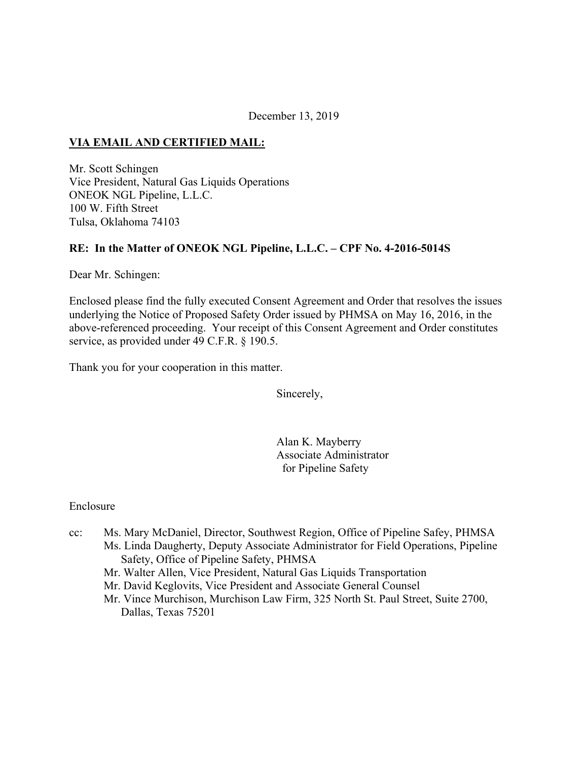December 13, 2019

**VIA EMAIL AND CERTIFIED MAIL:**

Mr. Scott Schingen  
Vice President, Natural Gas Liquids Operations  
ONEOK NGL Pipeline, L.L.C.  
100 W. Fifth Street  
Tulsa, Oklahoma 74103

**RE: In the Matter of ONEOK NGL Pipeline, L.L.C. – CPF No. 4-2016-5014S**

Dear Mr. Schingen:

Enclosed please find the fully executed Consent Agreement and Order that resolves the issues underlying the Notice of Proposed Safety Order issued by PHMSA on May 16, 2016, in the above-referenced proceeding. Your receipt of this Consent Agreement and Order constitutes service, as provided under 49 C.F.R. § 190.5.

Thank you for your cooperation in this matter.

Sincerely,

Alan K. Mayberry  
Associate Administrator  
for Pipeline Safety

Enclosure

cc: Ms. Mary McDaniel, Director, Southwest Region, Office of Pipeline Safey, PHMSA  
Ms. Linda Daugherty, Deputy Associate Administrator for Field Operations, Pipeline Safety, Office of Pipeline Safety, PHMSA  
Mr. Walter Allen, Vice President, Natural Gas Liquids Transportation  
Mr. David Keglovits, Vice President and Associate General Counsel  
Mr. Vince Murchison, Murchison Law Firm, 325 North St. Paul Street, Suite 2700, Dallas, Texas 75201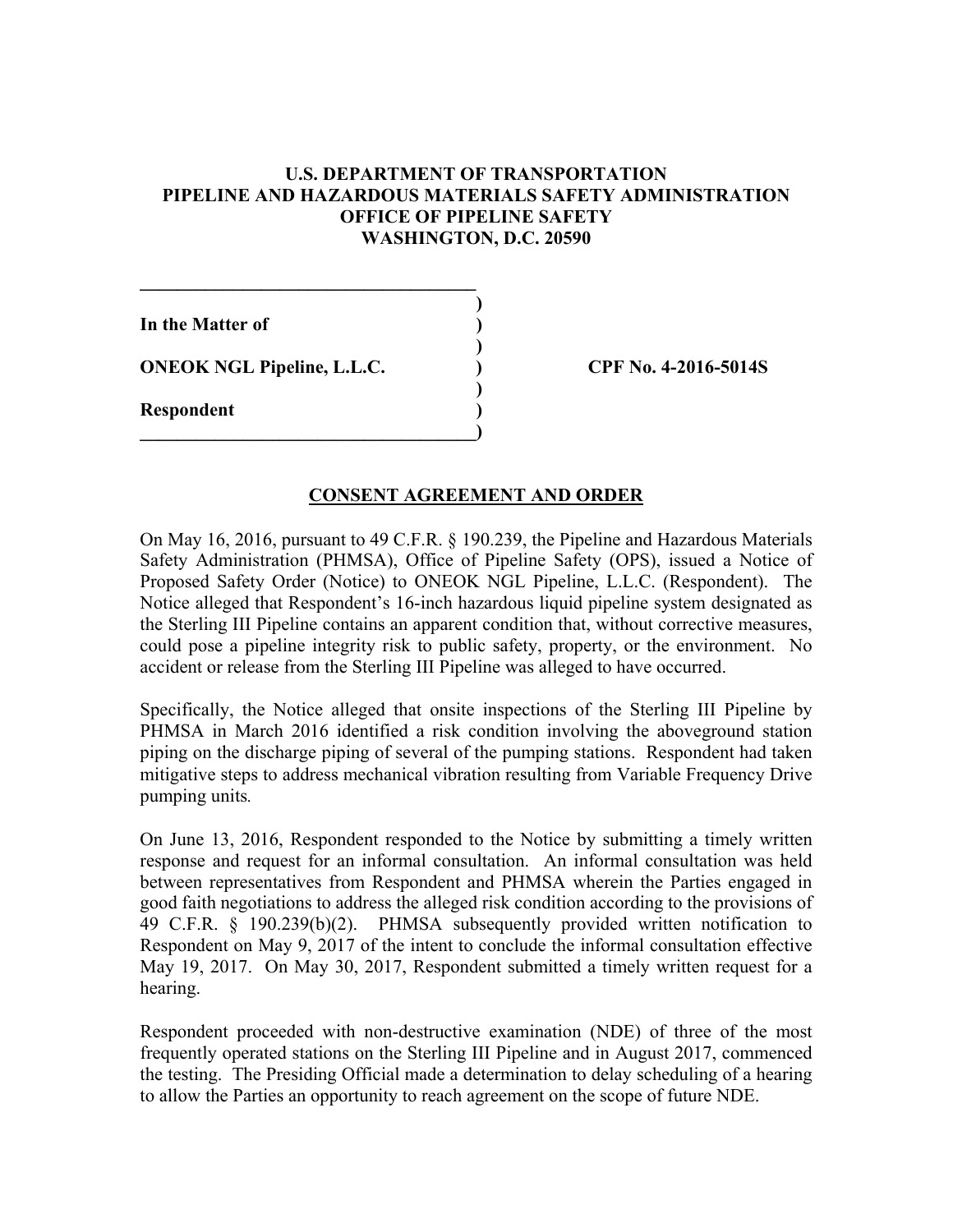**U.S. DEPARTMENT OF TRANSPORTATION**
**PIPELINE AND HAZARDOUS MATERIALS SAFETY ADMINISTRATION**
**OFFICE OF PIPELINE SAFETY**
**WASHINGTON, D.C. 20590**

| | | |
|---|---|---|
| **In the Matter of** | ) | |
| | ) | |
| **ONEOK NGL Pipeline, L.L.C.** | ) | **CPF No. 4-2016-5014S** |
| | ) | |
| **Respondent** | ) | |

## CONSENT AGREEMENT AND ORDER

On May 16, 2016, pursuant to 49 C.F.R. § 190.239, the Pipeline and Hazardous Materials Safety Administration (PHMSA), Office of Pipeline Safety (OPS), issued a Notice of Proposed Safety Order (Notice) to ONEOK NGL Pipeline, L.L.C. (Respondent). The Notice alleged that Respondent's 16-inch hazardous liquid pipeline system designated as the Sterling III Pipeline contains an apparent condition that, without corrective measures, could pose a pipeline integrity risk to public safety, property, or the environment. No accident or release from the Sterling III Pipeline was alleged to have occurred.

Specifically, the Notice alleged that onsite inspections of the Sterling III Pipeline by PHMSA in March 2016 identified a risk condition involving the aboveground station piping on the discharge piping of several of the pumping stations. Respondent had taken mitigative steps to address mechanical vibration resulting from Variable Frequency Drive pumping units.

On June 13, 2016, Respondent responded to the Notice by submitting a timely written response and request for an informal consultation. An informal consultation was held between representatives from Respondent and PHMSA wherein the Parties engaged in good faith negotiations to address the alleged risk condition according to the provisions of 49 C.F.R. § 190.239(b)(2). PHMSA subsequently provided written notification to Respondent on May 9, 2017 of the intent to conclude the informal consultation effective May 19, 2017. On May 30, 2017, Respondent submitted a timely written request for a hearing.

Respondent proceeded with non-destructive examination (NDE) of three of the most frequently operated stations on the Sterling III Pipeline and in August 2017, commenced the testing. The Presiding Official made a determination to delay scheduling of a hearing to allow the Parties an opportunity to reach agreement on the scope of future NDE.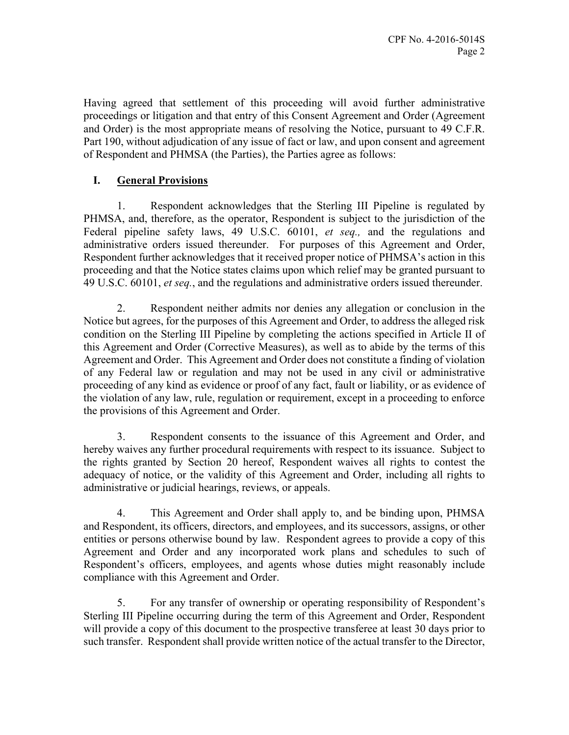Having agreed that settlement of this proceeding will avoid further administrative proceedings or litigation and that entry of this Consent Agreement and Order (Agreement and Order) is the most appropriate means of resolving the Notice, pursuant to 49 C.F.R. Part 190, without adjudication of any issue of fact or law, and upon consent and agreement of Respondent and PHMSA (the Parties), the Parties agree as follows:

## I. General Provisions

1. Respondent acknowledges that the Sterling III Pipeline is regulated by PHMSA, and, therefore, as the operator, Respondent is subject to the jurisdiction of the Federal pipeline safety laws, 49 U.S.C. 60101, *et seq.,* and the regulations and administrative orders issued thereunder. For purposes of this Agreement and Order, Respondent further acknowledges that it received proper notice of PHMSA's action in this proceeding and that the Notice states claims upon which relief may be granted pursuant to 49 U.S.C. 60101, *et seq.*, and the regulations and administrative orders issued thereunder.

2. Respondent neither admits nor denies any allegation or conclusion in the Notice but agrees, for the purposes of this Agreement and Order, to address the alleged risk condition on the Sterling III Pipeline by completing the actions specified in Article II of this Agreement and Order (Corrective Measures), as well as to abide by the terms of this Agreement and Order. This Agreement and Order does not constitute a finding of violation of any Federal law or regulation and may not be used in any civil or administrative proceeding of any kind as evidence or proof of any fact, fault or liability, or as evidence of the violation of any law, rule, regulation or requirement, except in a proceeding to enforce the provisions of this Agreement and Order.

3. Respondent consents to the issuance of this Agreement and Order, and hereby waives any further procedural requirements with respect to its issuance. Subject to the rights granted by Section 20 hereof, Respondent waives all rights to contest the adequacy of notice, or the validity of this Agreement and Order, including all rights to administrative or judicial hearings, reviews, or appeals.

4. This Agreement and Order shall apply to, and be binding upon, PHMSA and Respondent, its officers, directors, and employees, and its successors, assigns, or other entities or persons otherwise bound by law. Respondent agrees to provide a copy of this Agreement and Order and any incorporated work plans and schedules to such of Respondent's officers, employees, and agents whose duties might reasonably include compliance with this Agreement and Order.

5. For any transfer of ownership or operating responsibility of Respondent's Sterling III Pipeline occurring during the term of this Agreement and Order, Respondent will provide a copy of this document to the prospective transferee at least 30 days prior to such transfer. Respondent shall provide written notice of the actual transfer to the Director,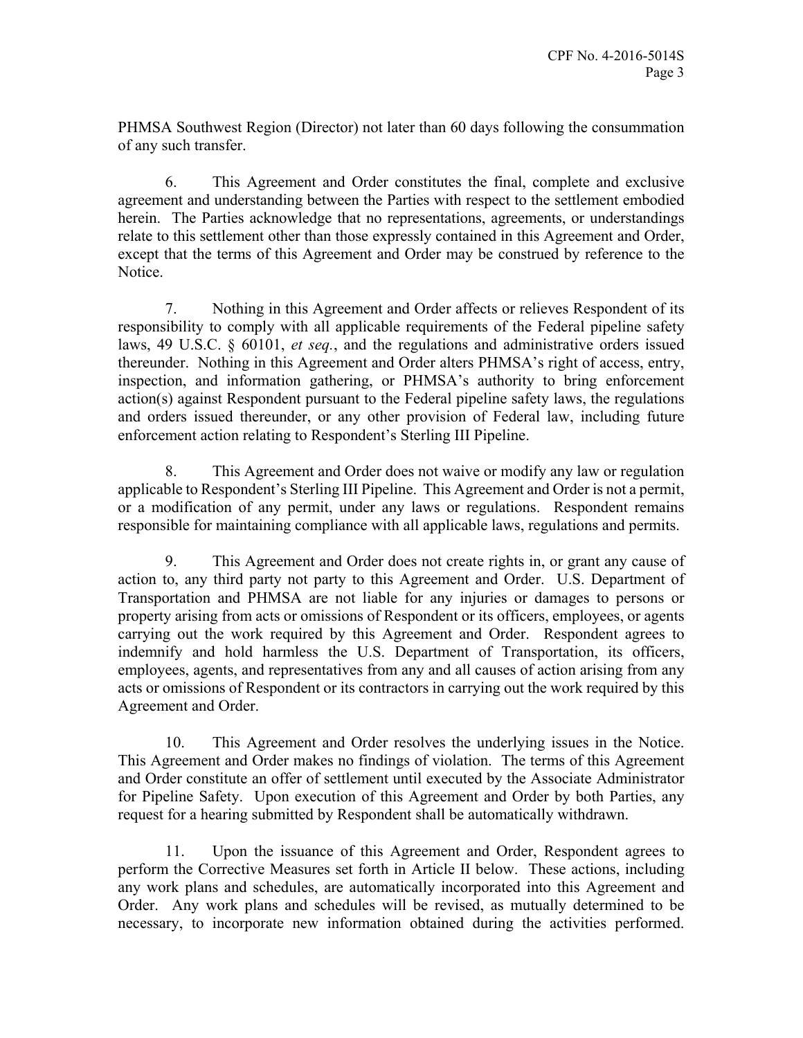PHMSA Southwest Region (Director) not later than 60 days following the consummation of any such transfer.

6. This Agreement and Order constitutes the final, complete and exclusive agreement and understanding between the Parties with respect to the settlement embodied herein. The Parties acknowledge that no representations, agreements, or understandings relate to this settlement other than those expressly contained in this Agreement and Order, except that the terms of this Agreement and Order may be construed by reference to the Notice.

7. Nothing in this Agreement and Order affects or relieves Respondent of its responsibility to comply with all applicable requirements of the Federal pipeline safety laws, 49 U.S.C. § 60101, *et seq.*, and the regulations and administrative orders issued thereunder. Nothing in this Agreement and Order alters PHMSA's right of access, entry, inspection, and information gathering, or PHMSA's authority to bring enforcement action(s) against Respondent pursuant to the Federal pipeline safety laws, the regulations and orders issued thereunder, or any other provision of Federal law, including future enforcement action relating to Respondent's Sterling III Pipeline.

8. This Agreement and Order does not waive or modify any law or regulation applicable to Respondent's Sterling III Pipeline. This Agreement and Order is not a permit, or a modification of any permit, under any laws or regulations. Respondent remains responsible for maintaining compliance with all applicable laws, regulations and permits.

9. This Agreement and Order does not create rights in, or grant any cause of action to, any third party not party to this Agreement and Order. U.S. Department of Transportation and PHMSA are not liable for any injuries or damages to persons or property arising from acts or omissions of Respondent or its officers, employees, or agents carrying out the work required by this Agreement and Order. Respondent agrees to indemnify and hold harmless the U.S. Department of Transportation, its officers, employees, agents, and representatives from any and all causes of action arising from any acts or omissions of Respondent or its contractors in carrying out the work required by this Agreement and Order.

10. This Agreement and Order resolves the underlying issues in the Notice. This Agreement and Order makes no findings of violation. The terms of this Agreement and Order constitute an offer of settlement until executed by the Associate Administrator for Pipeline Safety. Upon execution of this Agreement and Order by both Parties, any request for a hearing submitted by Respondent shall be automatically withdrawn.

11. Upon the issuance of this Agreement and Order, Respondent agrees to perform the Corrective Measures set forth in Article II below. These actions, including any work plans and schedules, are automatically incorporated into this Agreement and Order. Any work plans and schedules will be revised, as mutually determined to be necessary, to incorporate new information obtained during the activities performed.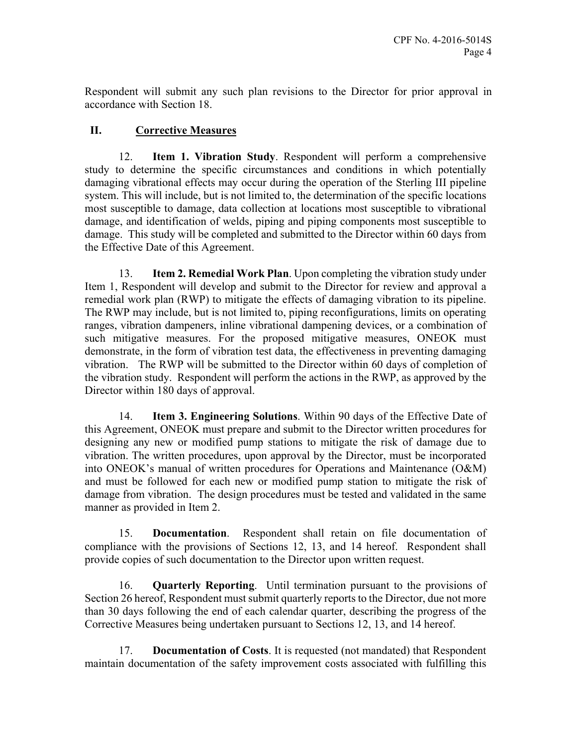Respondent will submit any such plan revisions to the Director for prior approval in accordance with Section 18.

## II. Corrective Measures

12. **Item 1. Vibration Study**. Respondent will perform a comprehensive study to determine the specific circumstances and conditions in which potentially damaging vibrational effects may occur during the operation of the Sterling III pipeline system. This will include, but is not limited to, the determination of the specific locations most susceptible to damage, data collection at locations most susceptible to vibrational damage, and identification of welds, piping and piping components most susceptible to damage. This study will be completed and submitted to the Director within 60 days from the Effective Date of this Agreement.

13. **Item 2. Remedial Work Plan**. Upon completing the vibration study under Item 1, Respondent will develop and submit to the Director for review and approval a remedial work plan (RWP) to mitigate the effects of damaging vibration to its pipeline. The RWP may include, but is not limited to, piping reconfigurations, limits on operating ranges, vibration dampeners, inline vibrational dampening devices, or a combination of such mitigative measures. For the proposed mitigative measures, ONEOK must demonstrate, in the form of vibration test data, the effectiveness in preventing damaging vibration. The RWP will be submitted to the Director within 60 days of completion of the vibration study. Respondent will perform the actions in the RWP, as approved by the Director within 180 days of approval.

14. **Item 3. Engineering Solutions**. Within 90 days of the Effective Date of this Agreement, ONEOK must prepare and submit to the Director written procedures for designing any new or modified pump stations to mitigate the risk of damage due to vibration. The written procedures, upon approval by the Director, must be incorporated into ONEOK's manual of written procedures for Operations and Maintenance (O&M) and must be followed for each new or modified pump station to mitigate the risk of damage from vibration. The design procedures must be tested and validated in the same manner as provided in Item 2.

15. **Documentation**. Respondent shall retain on file documentation of compliance with the provisions of Sections 12, 13, and 14 hereof. Respondent shall provide copies of such documentation to the Director upon written request.

16. **Quarterly Reporting**. Until termination pursuant to the provisions of Section 26 hereof, Respondent must submit quarterly reports to the Director, due not more than 30 days following the end of each calendar quarter, describing the progress of the Corrective Measures being undertaken pursuant to Sections 12, 13, and 14 hereof.

17. **Documentation of Costs**. It is requested (not mandated) that Respondent maintain documentation of the safety improvement costs associated with fulfilling this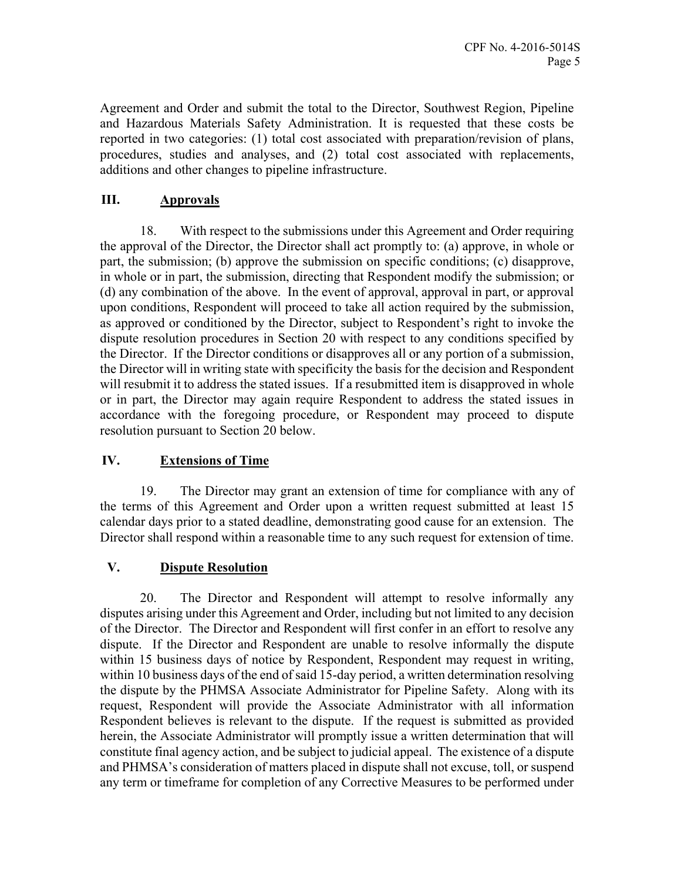Agreement and Order and submit the total to the Director, Southwest Region, Pipeline and Hazardous Materials Safety Administration. It is requested that these costs be reported in two categories: (1) total cost associated with preparation/revision of plans, procedures, studies and analyses, and (2) total cost associated with replacements, additions and other changes to pipeline infrastructure.

## III. Approvals

18. With respect to the submissions under this Agreement and Order requiring the approval of the Director, the Director shall act promptly to: (a) approve, in whole or part, the submission; (b) approve the submission on specific conditions; (c) disapprove, in whole or in part, the submission, directing that Respondent modify the submission; or (d) any combination of the above. In the event of approval, approval in part, or approval upon conditions, Respondent will proceed to take all action required by the submission, as approved or conditioned by the Director, subject to Respondent's right to invoke the dispute resolution procedures in Section 20 with respect to any conditions specified by the Director. If the Director conditions or disapproves all or any portion of a submission, the Director will in writing state with specificity the basis for the decision and Respondent will resubmit it to address the stated issues. If a resubmitted item is disapproved in whole or in part, the Director may again require Respondent to address the stated issues in accordance with the foregoing procedure, or Respondent may proceed to dispute resolution pursuant to Section 20 below.

## IV. Extensions of Time

19. The Director may grant an extension of time for compliance with any of the terms of this Agreement and Order upon a written request submitted at least 15 calendar days prior to a stated deadline, demonstrating good cause for an extension. The Director shall respond within a reasonable time to any such request for extension of time.

## V. Dispute Resolution

20. The Director and Respondent will attempt to resolve informally any disputes arising under this Agreement and Order, including but not limited to any decision of the Director. The Director and Respondent will first confer in an effort to resolve any dispute. If the Director and Respondent are unable to resolve informally the dispute within 15 business days of notice by Respondent, Respondent may request in writing, within 10 business days of the end of said 15-day period, a written determination resolving the dispute by the PHMSA Associate Administrator for Pipeline Safety. Along with its request, Respondent will provide the Associate Administrator with all information Respondent believes is relevant to the dispute. If the request is submitted as provided herein, the Associate Administrator will promptly issue a written determination that will constitute final agency action, and be subject to judicial appeal. The existence of a dispute and PHMSA's consideration of matters placed in dispute shall not excuse, toll, or suspend any term or timeframe for completion of any Corrective Measures to be performed under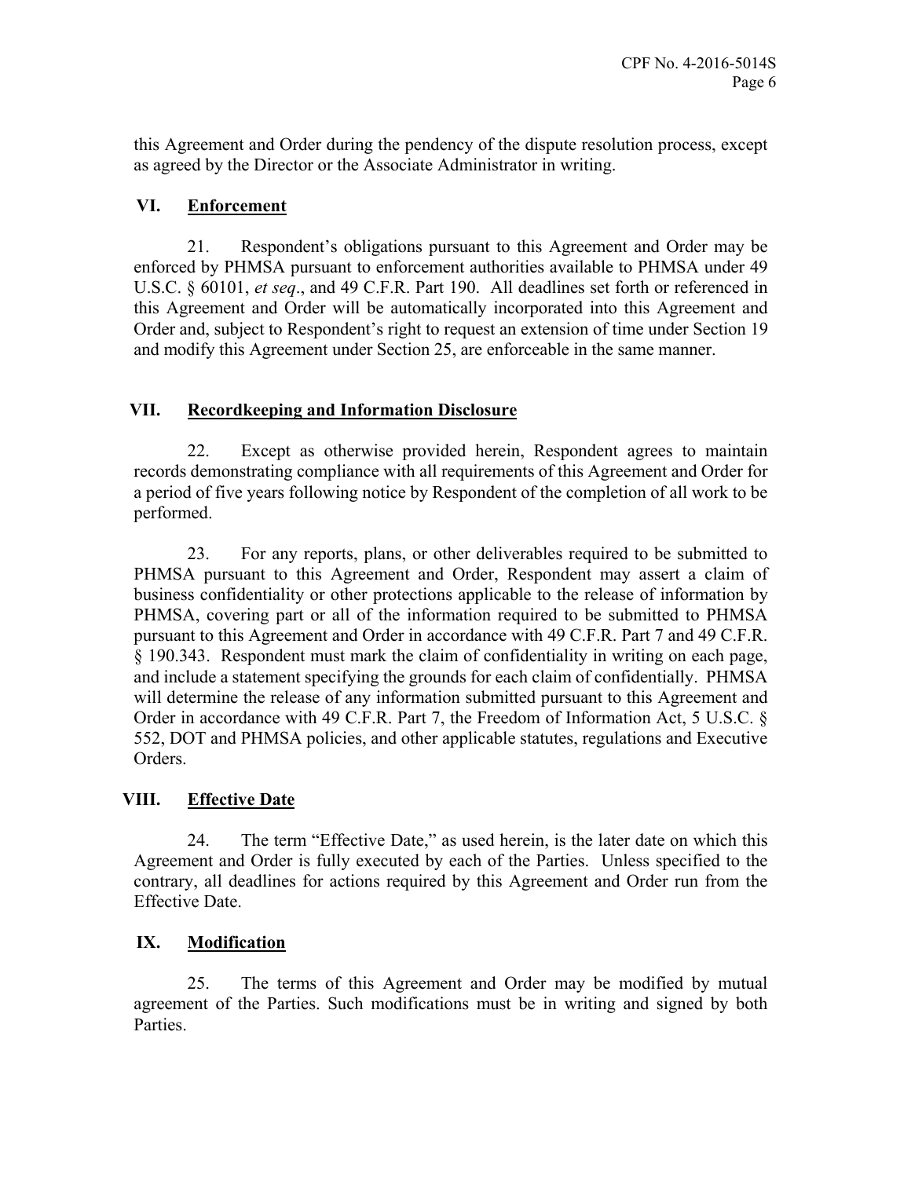this Agreement and Order during the pendency of the dispute resolution process, except as agreed by the Director or the Associate Administrator in writing.

## VI. Enforcement

21. Respondent's obligations pursuant to this Agreement and Order may be enforced by PHMSA pursuant to enforcement authorities available to PHMSA under 49 U.S.C. § 60101, *et seq*., and 49 C.F.R. Part 190. All deadlines set forth or referenced in this Agreement and Order will be automatically incorporated into this Agreement and Order and, subject to Respondent's right to request an extension of time under Section 19 and modify this Agreement under Section 25, are enforceable in the same manner.

## VII. Recordkeeping and Information Disclosure

22. Except as otherwise provided herein, Respondent agrees to maintain records demonstrating compliance with all requirements of this Agreement and Order for a period of five years following notice by Respondent of the completion of all work to be performed.

23. For any reports, plans, or other deliverables required to be submitted to PHMSA pursuant to this Agreement and Order, Respondent may assert a claim of business confidentiality or other protections applicable to the release of information by PHMSA, covering part or all of the information required to be submitted to PHMSA pursuant to this Agreement and Order in accordance with 49 C.F.R. Part 7 and 49 C.F.R. § 190.343. Respondent must mark the claim of confidentiality in writing on each page, and include a statement specifying the grounds for each claim of confidentially. PHMSA will determine the release of any information submitted pursuant to this Agreement and Order in accordance with 49 C.F.R. Part 7, the Freedom of Information Act, 5 U.S.C. § 552, DOT and PHMSA policies, and other applicable statutes, regulations and Executive Orders.

## VIII. Effective Date

24. The term "Effective Date," as used herein, is the later date on which this Agreement and Order is fully executed by each of the Parties. Unless specified to the contrary, all deadlines for actions required by this Agreement and Order run from the Effective Date.

## IX. Modification

25. The terms of this Agreement and Order may be modified by mutual agreement of the Parties. Such modifications must be in writing and signed by both Parties.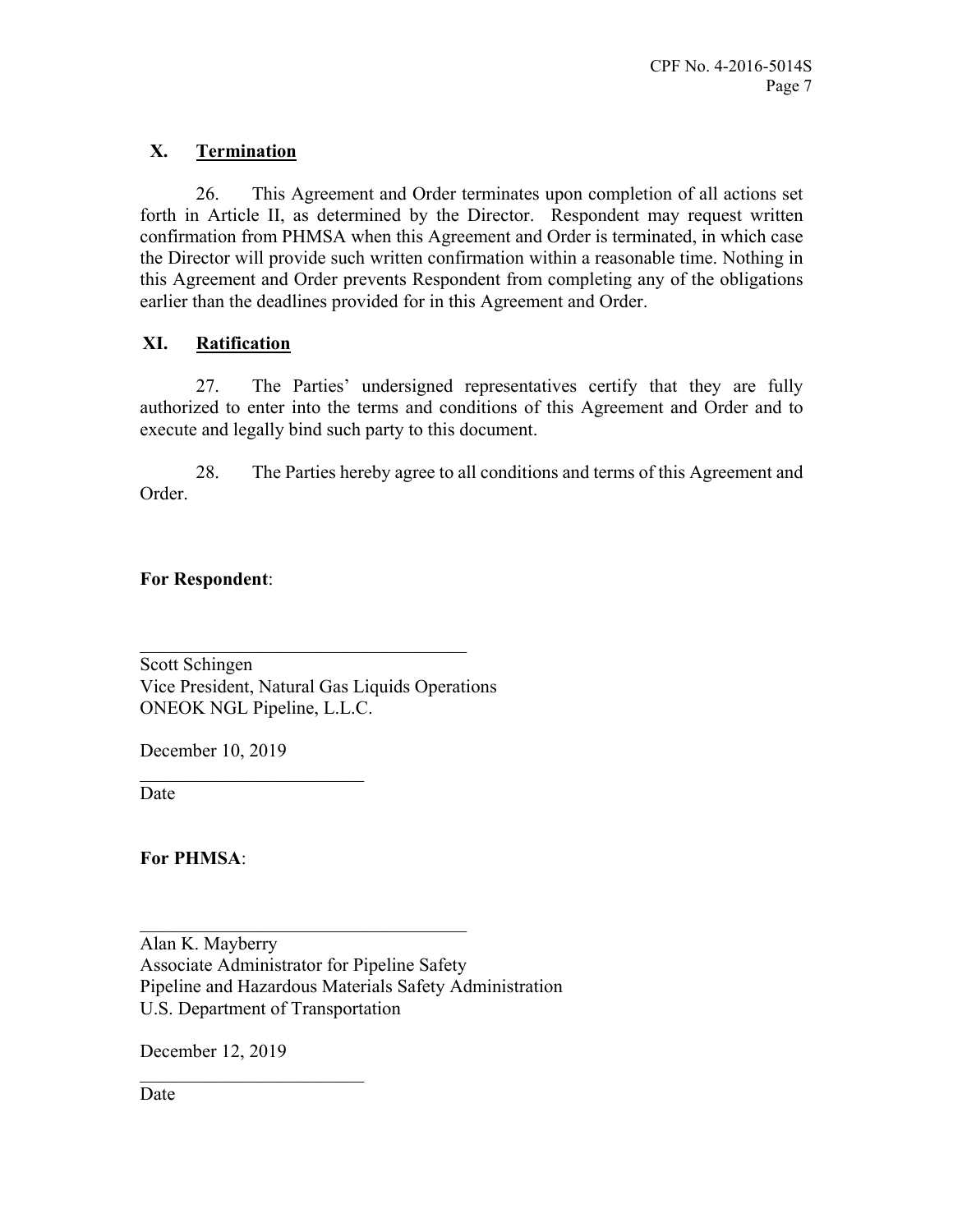## X. Termination

26. This Agreement and Order terminates upon completion of all actions set forth in Article II, as determined by the Director. Respondent may request written confirmation from PHMSA when this Agreement and Order is terminated, in which case the Director will provide such written confirmation within a reasonable time. Nothing in this Agreement and Order prevents Respondent from completing any of the obligations earlier than the deadlines provided for in this Agreement and Order.

## XI. Ratification

27. The Parties' undersigned representatives certify that they are fully authorized to enter into the terms and conditions of this Agreement and Order and to execute and legally bind such party to this document.

28. The Parties hereby agree to all conditions and terms of this Agreement and Order.

**For Respondent**:

\_\_\_\_\_\_\_\_\_\_\_\_\_\_\_\_\_\_\_\_\_\_\_\_\_\_\_\_\_\_\_\_\_\_\_\_
Scott Schingen
Vice President, Natural Gas Liquids Operations
ONEOK NGL Pipeline, L.L.C.

December 10, 2019
\_\_\_\_\_\_\_\_\_\_\_\_\_\_\_\_\_\_\_\_\_\_\_\_\_
Date

**For PHMSA**:

\_\_\_\_\_\_\_\_\_\_\_\_\_\_\_\_\_\_\_\_\_\_\_\_\_\_\_\_\_\_\_\_\_\_\_\_
Alan K. Mayberry
Associate Administrator for Pipeline Safety
Pipeline and Hazardous Materials Safety Administration
U.S. Department of Transportation

December 12, 2019
\_\_\_\_\_\_\_\_\_\_\_\_\_\_\_\_\_\_\_\_\_\_\_\_\_
Date